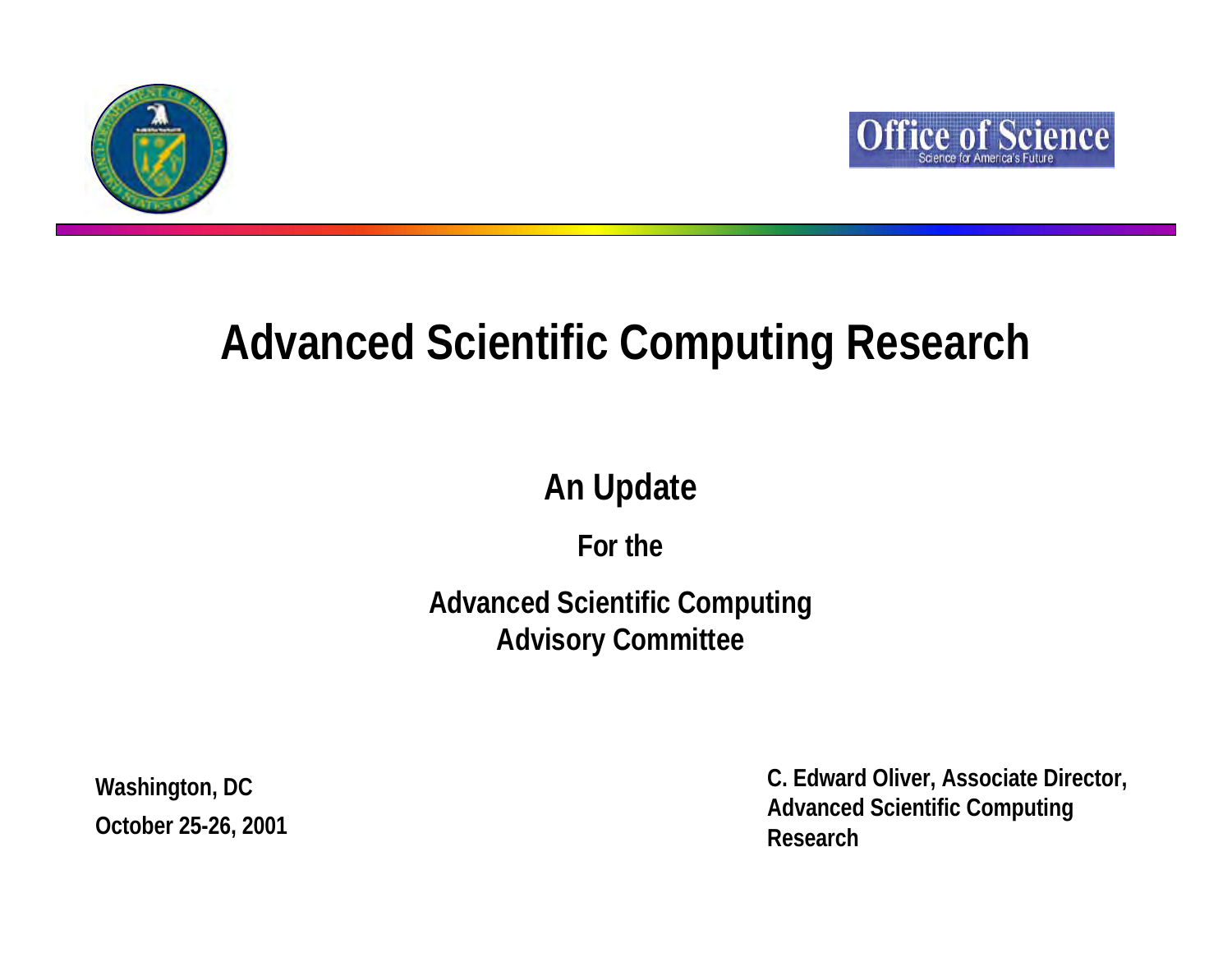Office of Science
Science for America's Future

# Advanced Scientific Computing Research

## An Update

**For the**

**Advanced Scientific Computing Advisory Committee**

**Washington, DC**
**October 25-26, 2001**

**C. Edward Oliver, Associate Director, Advanced Scientific Computing Research**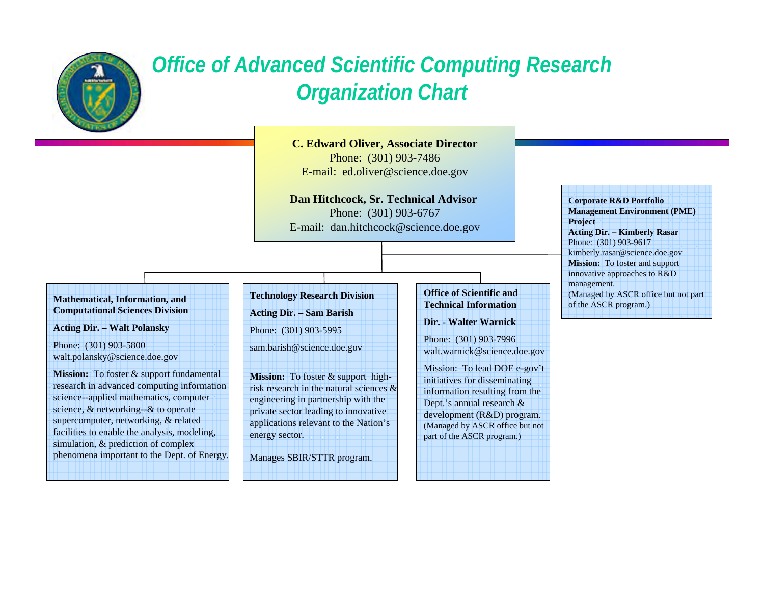# Office of Advanced Scientific Computing Research Organization Chart

**C. Edward Oliver, Associate Director**
Phone: (301) 903-7486
E-mail: ed.oliver@science.doe.gov

**Dan Hitchcock, Sr. Technical Advisor**
Phone: (301) 903-6767
E-mail: dan.hitchcock@science.doe.gov

---

**Corporate R&D Portfolio Management Environment (PME) Project**

**Acting Dir. – Kimberly Rasar**

Phone: (301) 903-9617
kimberly.rasar@science.doe.gov

**Mission:** To foster and support innovative approaches to R&D management.

(Managed by ASCR office but not part of the ASCR program.)

---

**Mathematical, Information, and Computational Sciences Division**

**Acting Dir. – Walt Polansky**

Phone: (301) 903-5800
walt.polansky@science.doe.gov

**Mission:** To foster & support fundamental research in advanced computing information science--applied mathematics, computer science, & networking--& to operate supercomputer, networking, & related facilities to enable the analysis, modeling, simulation, & prediction of complex phenomena important to the Dept. of Energy.

---

**Technology Research Division**

**Acting Dir. – Sam Barish**

Phone: (301) 903-5995

sam.barish@science.doe.gov

**Mission:** To foster & support high-risk research in the natural sciences & engineering in partnership with the private sector leading to innovative applications relevant to the Nation's energy sector.

Manages SBIR/STTR program.

---

**Office of Scientific and Technical Information**

**Dir. - Walter Warnick**

Phone: (301) 903-7996
walt.warnick@science.doe.gov

Mission: To lead DOE e-gov't initiatives for disseminating information resulting from the Dept.'s annual research & development (R&D) program. (Managed by ASCR office but not part of the ASCR program.)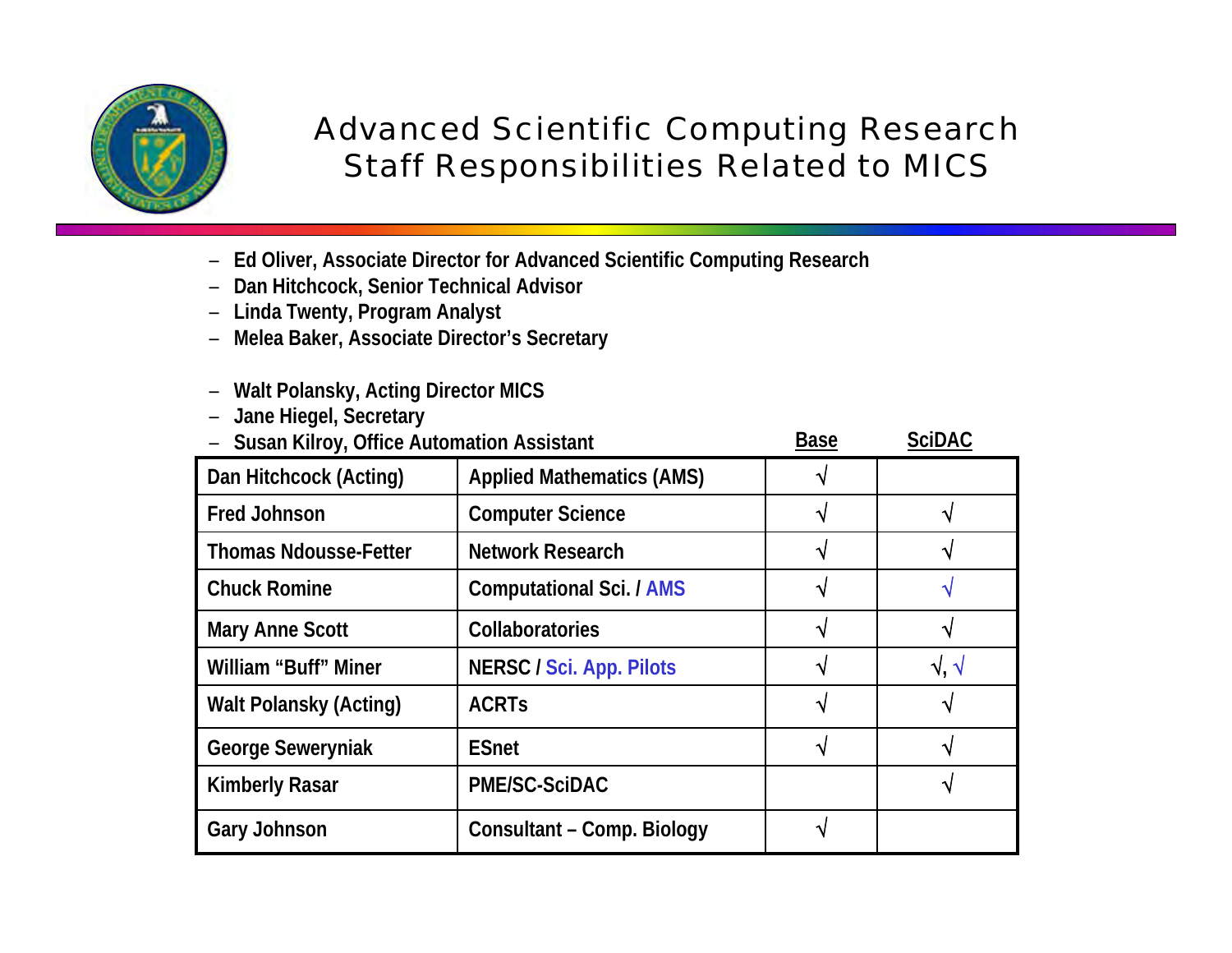# Advanced Scientific Computing Research Staff Responsibilities Related to MICS

- Ed Oliver, Associate Director for Advanced Scientific Computing Research
- Dan Hitchcock, Senior Technical Advisor
- Linda Twenty, Program Analyst
- Melea Baker, Associate Director's Secretary

- Walt Polansky, Acting Director MICS
- Jane Hiegel, Secretary
- Susan Kilroy, Office Automation Assistant

| | | Base | SciDAC |
|---|---|---|---|
| Dan Hitchcock (Acting) | Applied Mathematics (AMS) | √ | |
| Fred Johnson | Computer Science | √ | √ |
| Thomas Ndousse-Fetter | Network Research | √ | √ |
| Chuck Romine | Computational Sci. / AMS | √ | √ |
| Mary Anne Scott | Collaboratories | √ | √ |
| William "Buff" Miner | NERSC / Sci. App. Pilots | √ | √, √ |
| Walt Polansky (Acting) | ACRTs | √ | √ |
| George Seweryniak | ESnet | √ | √ |
| Kimberly Rasar | PME/SC-SciDAC | | √ |
| Gary Johnson | Consultant – Comp. Biology | √ | |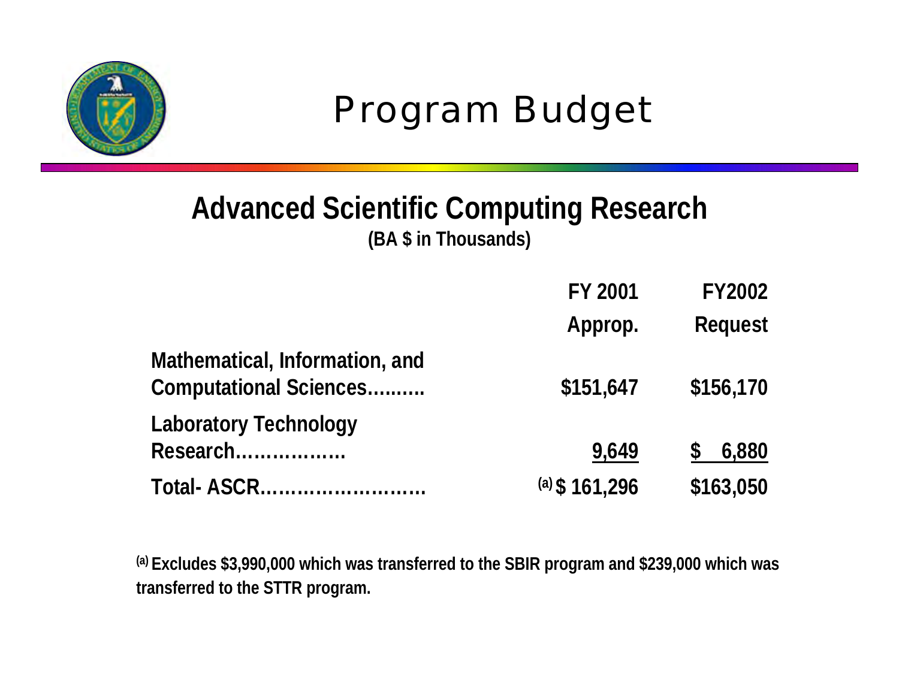# Program Budget

## Advanced Scientific Computing Research

**(BA $ in Thousands)**

| | FY 2001 Approp. | FY2002 Request |
|---|---|---|
| Mathematical, Information, and Computational Sciences………. | $151,647 | $156,170 |
| Laboratory Technology Research……………… | 9,649 | $ 6,880 |
| Total- ASCR……………………… | [a] $ 161,296 | $163,050 |

[a] Excludes $3,990,000 which was transferred to the SBIR program and $239,000 which was transferred to the STTR program.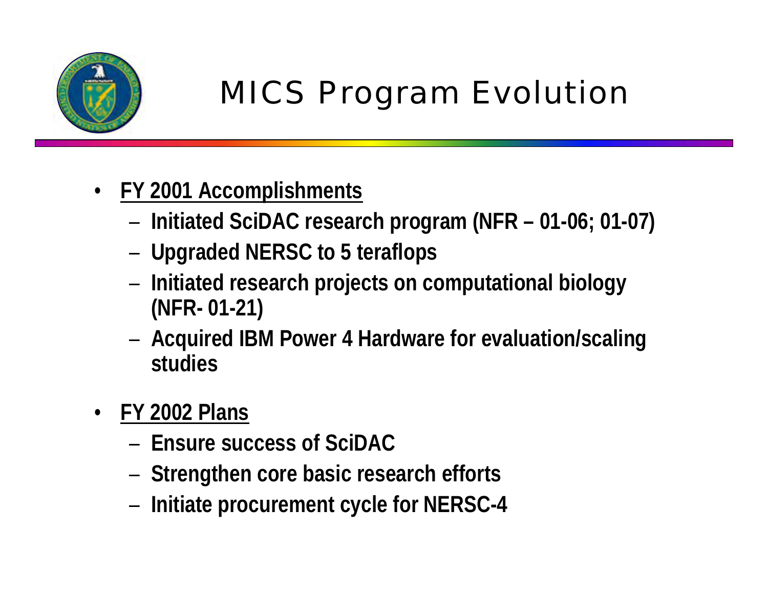# MICS Program Evolution

- **FY 2001 Accomplishments**
  - **Initiated SciDAC research program (NFR – 01-06; 01-07)**
  - **Upgraded NERSC to 5 teraflops**
  - **Initiated research projects on computational biology (NFR- 01-21)**
  - **Acquired IBM Power 4 Hardware for evaluation/scaling studies**
- **FY 2002 Plans**
  - **Ensure success of SciDAC**
  - **Strengthen core basic research efforts**
  - **Initiate procurement cycle for NERSC-4**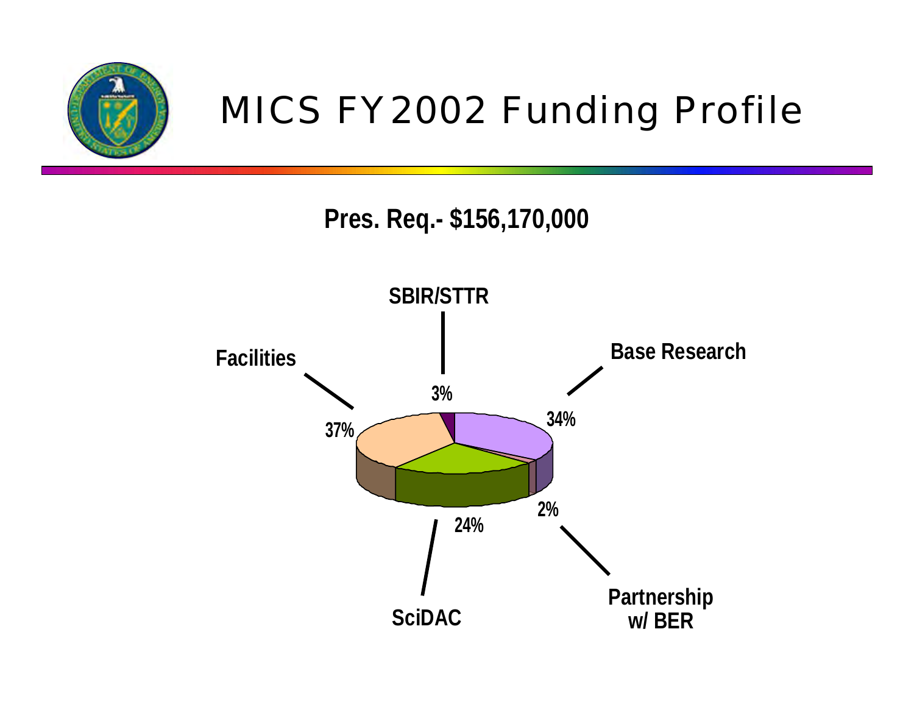# MICS FY2002 Funding Profile

**Pres. Req.- $156,170,000**

SBIR/STTR

3%

Base Research

34%

Facilities

37%

2%

24%

SciDAC

Partnership w/ BER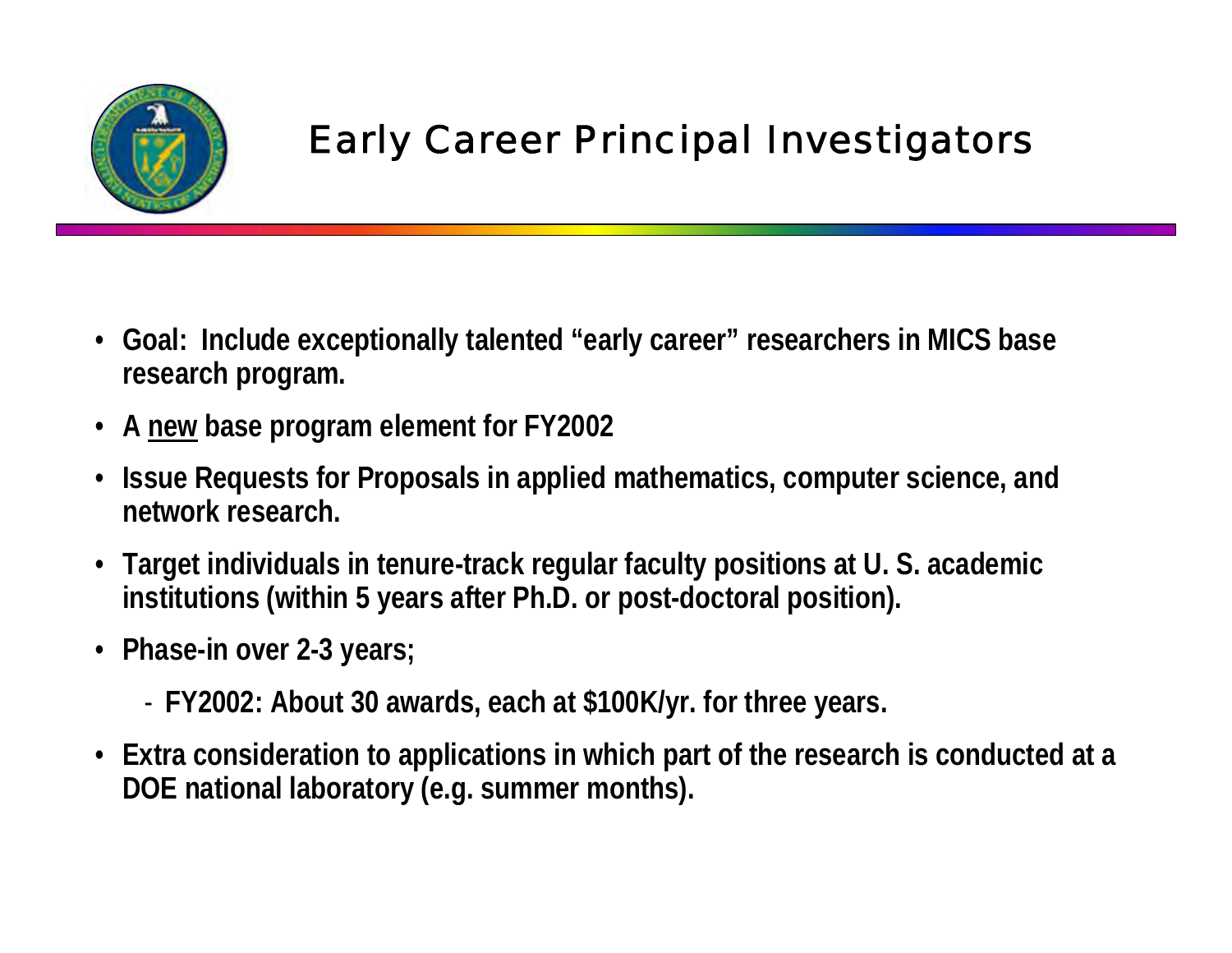# Early Career Principal Investigators

- **Goal: Include exceptionally talented "early career" researchers in MICS base research program.**
- **A <u>new</u> base program element for FY2002**
- **Issue Requests for Proposals in applied mathematics, computer science, and network research.**
- **Target individuals in tenure-track regular faculty positions at U. S. academic institutions (within 5 years after Ph.D. or post-doctoral position).**
- **Phase-in over 2-3 years;**
  - **FY2002: About 30 awards, each at $100K/yr. for three years.**
- **Extra consideration to applications in which part of the research is conducted at a DOE national laboratory (e.g. summer months).**